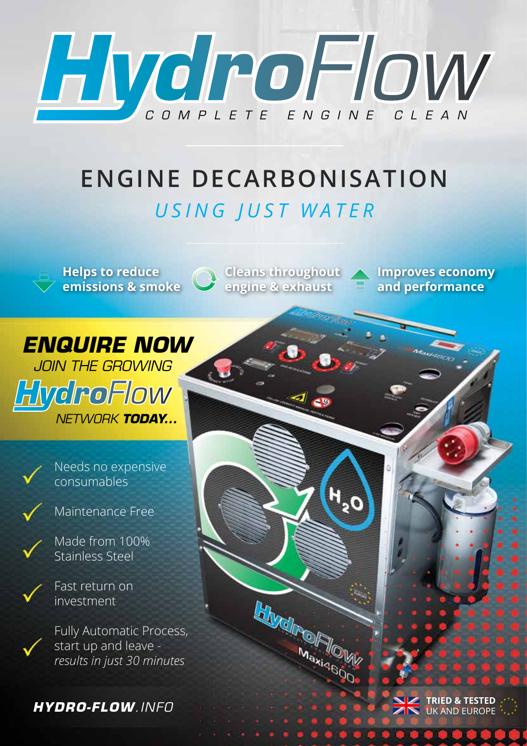# HydroFlow

COMPLETE ENGINE CLEAN

## ENGINE DECARBONISATION

*USING JUST WATER*

- **Helps to reduce emissions & smoke**
- **Cleans throughout engine & exhaust**
- **Improves economy and performance**

***ENQUIRE NOW***

*JOIN THE GROWING*

*HydroFlow*

*NETWORK **TODAY...***

- Needs no expensive consumables
- Maintenance Free
- Made from 100% Stainless Steel
- Fast return on investment
- Fully Automatic Process, start up and leave - *results in just 30 minutes*

***HYDRO-FLOW**.INFO*

**TRIED & TESTED** UK AND EUROPE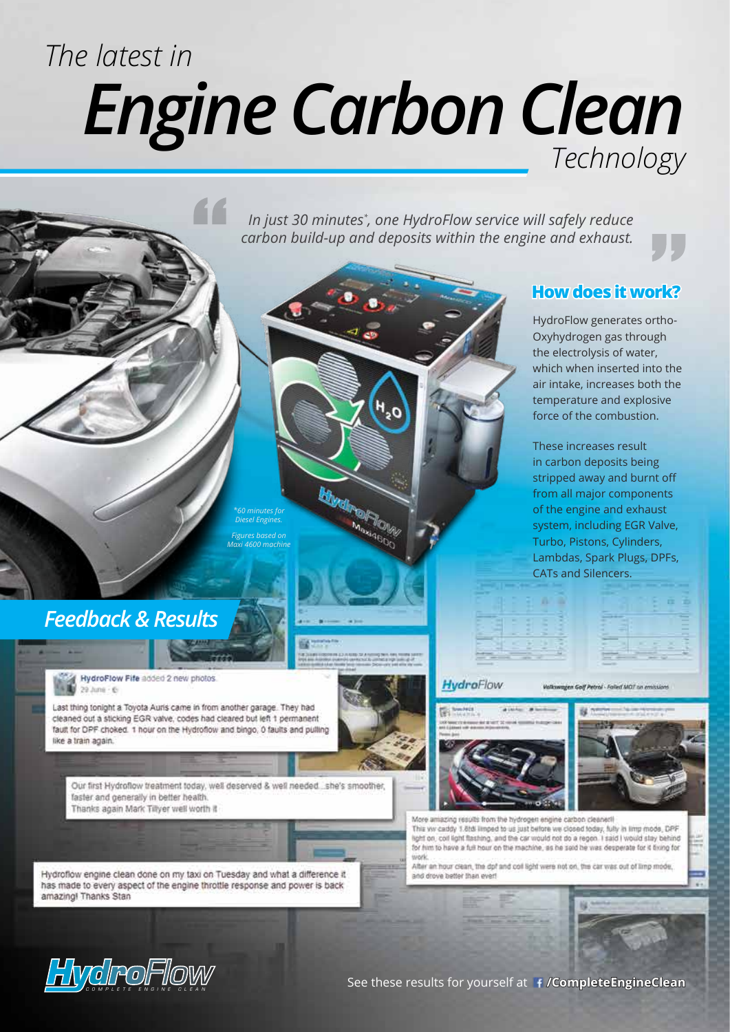# The latest in Engine Carbon Clean *Technology*

> *In just 30 minutes\*, one HydroFlow service will safely reduce carbon build-up and deposits within the engine and exhaust.*

*\*60 minutes for Diesel Engines.*

*Figures based on Maxi 4600 machine*

## How does it work?

HydroFlow generates ortho-Oxyhydrogen gas through the electrolysis of water, which when inserted into the air intake, increases both the temperature and explosive force of the combustion.

These increases result in carbon deposits being stripped away and burnt off from all major components of the engine and exhaust system, including EGR Valve, Turbo, Pistons, Cylinders, Lambdas, Spark Plugs, DPFs, CATs and Silencers.

## *Feedback & Results*

**HydroFlow Fife** added 2 new photos.
29 June

Last thing tonight a Toyota Auris came in from another garage. They had cleaned out a sticking EGR valve, codes had cleared but left 1 permanent fault for DPF choked. 1 hour on the Hydroflow and bingo, 0 faults and pulling like a train again.

Our first Hydroflow treatment today, well deserved & well needed...she's smoother, faster and generally in better health.
Thanks again Mark Tillyer well worth it

Hydroflow engine clean done on my taxi on Tuesday and what a difference it has made to every aspect of the engine throttle response and power is back amazing! Thanks Stan

Volkswagen Golf Petrol - Failed MOT on emissions

More amazing results from the hydrogen engine carbon cleaner!!
This vw caddy 1.6tdi limped to us just before we closed today, fully in limp mode, DPF light on, coil light flashing, and the car would not do a regen. I said I would stay behind for him to have a full hour on the machine, as he said he was desperate for it fixing for work.
After an hour clean, the dpf and coil light were not on, the car was out of limp mode, and drove better than ever!

HydroFlow — COMPLETE ENGINE CLEAN

See these results for yourself at /CompleteEngineClean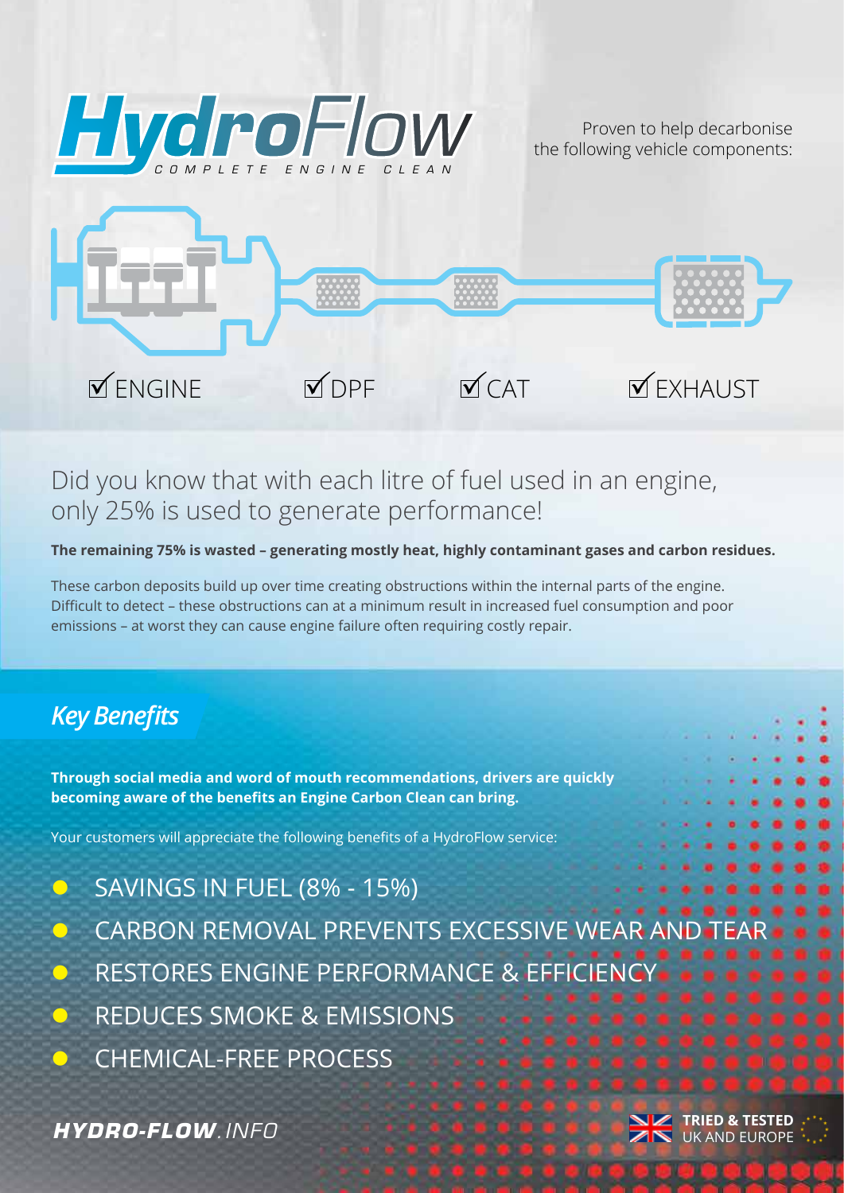# HydroFlow

COMPLETE ENGINE CLEAN

Proven to help decarbonise the following vehicle components:

☑ ENGINE ☑ DPF ☑ CAT ☑ EXHAUST

## Did you know that with each litre of fuel used in an engine, only 25% is used to generate performance!

**The remaining 75% is wasted – generating mostly heat, highly contaminant gases and carbon residues.**

These carbon deposits build up over time creating obstructions within the internal parts of the engine. Difficult to detect – these obstructions can at a minimum result in increased fuel consumption and poor emissions – at worst they can cause engine failure often requiring costly repair.

## *Key Benefits*

**Through social media and word of mouth recommendations, drivers are quickly becoming aware of the benefits an Engine Carbon Clean can bring.**

Your customers will appreciate the following benefits of a HydroFlow service:

- SAVINGS IN FUEL (8% - 15%)
- CARBON REMOVAL PREVENTS EXCESSIVE WEAR AND TEAR
- RESTORES ENGINE PERFORMANCE & EFFICIENCY
- REDUCES SMOKE & EMISSIONS
- CHEMICAL-FREE PROCESS

**HYDRO-FLOW**.INFO

**TRIED & TESTED** UK AND EUROPE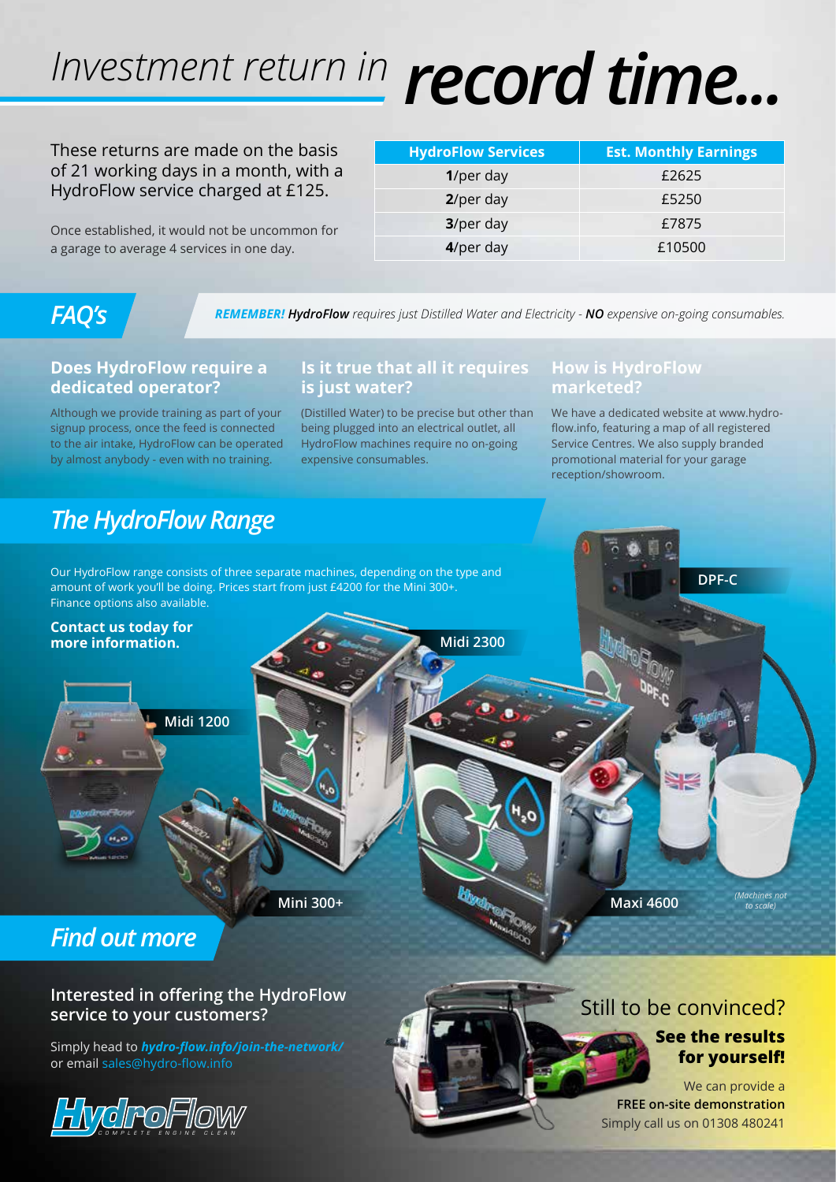# *Investment return in* ***record time...***

These returns are made on the basis of 21 working days in a month, with a HydroFlow service charged at £125.

Once established, it would not be uncommon for a garage to average 4 services in one day.

| HydroFlow Services | Est. Monthly Earnings |
| --- | --- |
| **1**/per day | £2625 |
| **2**/per day | £5250 |
| **3**/per day | £7875 |
| **4**/per day | £10500 |

## *FAQ's*

***REMEMBER!*** ***HydroFlow*** *requires just Distilled Water and Electricity -* ***NO*** *expensive on-going consumables.*

### Does HydroFlow require a dedicated operator?

Although we provide training as part of your signup process, once the feed is connected to the air intake, HydroFlow can be operated by almost anybody - even with no training.

### Is it true that all it requires is just water?

(Distilled Water) to be precise but other than being plugged into an electrical outlet, all HydroFlow machines require no on-going expensive consumables.

### How is HydroFlow marketed?

We have a dedicated website at www.hydro-flow.info, featuring a map of all registered Service Centres. We also supply branded promotional material for your garage reception/showroom.

## *The HydroFlow Range*

Our HydroFlow range consists of three separate machines, depending on the type and amount of work you'll be doing. Prices start from just £4200 for the Mini 300+. Finance options also available.

**Contact us today for more information.**

DPF-C

Midi 2300

Midi 1200

Mini 300+

Maxi 4600

*(Machines not to scale)*

## *Find out more*

### Interested in offering the HydroFlow service to your customers?

Simply head to ***hydro-flow.info/join-the-network/*** or email sales@hydro-flow.info

HydroFlow COMPLETE ENGINE CLEAN

Still to be convinced?

**See the results for yourself!**

We can provide a **FREE on-site demonstration** Simply call us on 01308 480241